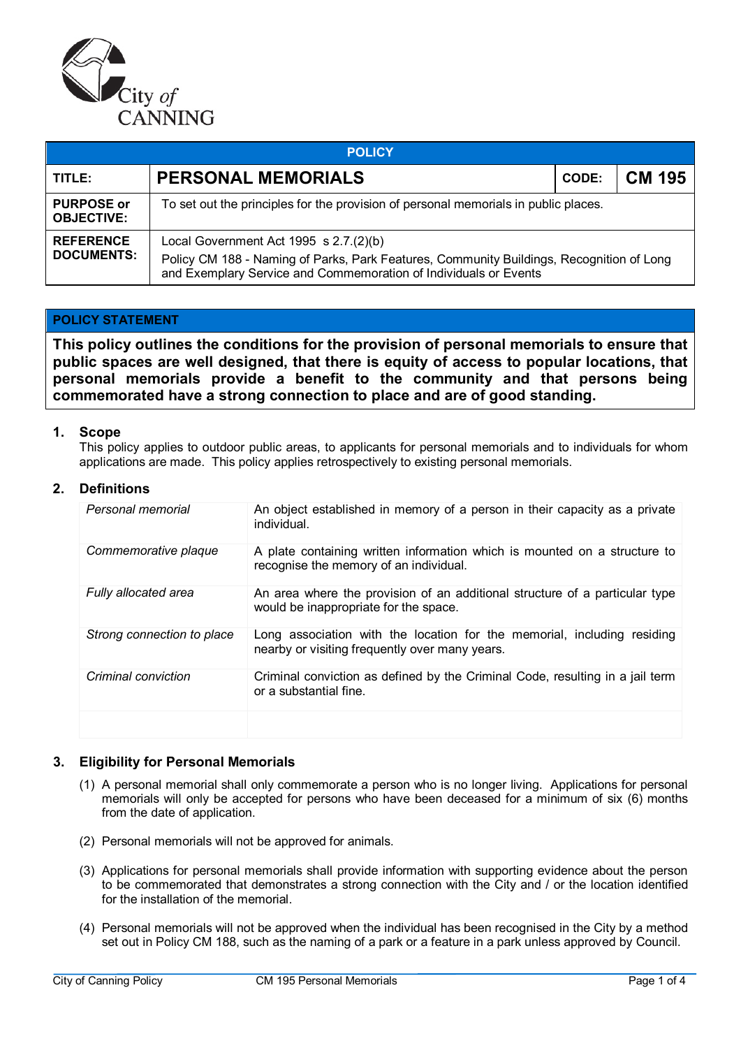City of CANNING

| POLICY | | | |
|---|---|---|---|
| **TITLE:** | **PERSONAL MEMORIALS** | **CODE:** | **CM 195** |
| **PURPOSE or OBJECTIVE:** | To set out the principles for the provision of personal memorials in public places. | | |
| **REFERENCE DOCUMENTS:** | Local Government Act 1995 s 2.7.(2)(b)<br>Policy CM 188 - Naming of Parks, Park Features, Community Buildings, Recognition of Long and Exemplary Service and Commemoration of Individuals or Events | | |

**POLICY STATEMENT**

**This policy outlines the conditions for the provision of personal memorials to ensure that public spaces are well designed, that there is equity of access to popular locations, that personal memorials provide a benefit to the community and that persons being commemorated have a strong connection to place and are of good standing.**

## 1. Scope

This policy applies to outdoor public areas, to applicants for personal memorials and to individuals for whom applications are made. This policy applies retrospectively to existing personal memorials.

## 2. Definitions

| | |
|---|---|
| *Personal memorial* | An object established in memory of a person in their capacity as a private individual. |
| *Commemorative plaque* | A plate containing written information which is mounted on a structure to recognise the memory of an individual. |
| *Fully allocated area* | An area where the provision of an additional structure of a particular type would be inappropriate for the space. |
| *Strong connection to place* | Long association with the location for the memorial, including residing nearby or visiting frequently over many years. |
| *Criminal conviction* | Criminal conviction as defined by the Criminal Code, resulting in a jail term or a substantial fine. |
| | |

## 3. Eligibility for Personal Memorials

(1) A personal memorial shall only commemorate a person who is no longer living. Applications for personal memorials will only be accepted for persons who have been deceased for a minimum of six (6) months from the date of application.

(2) Personal memorials will not be approved for animals.

(3) Applications for personal memorials shall provide information with supporting evidence about the person to be commemorated that demonstrates a strong connection with the City and / or the location identified for the installation of the memorial.

(4) Personal memorials will not be approved when the individual has been recognised in the City by a method set out in Policy CM 188, such as the naming of a park or a feature in a park unless approved by Council.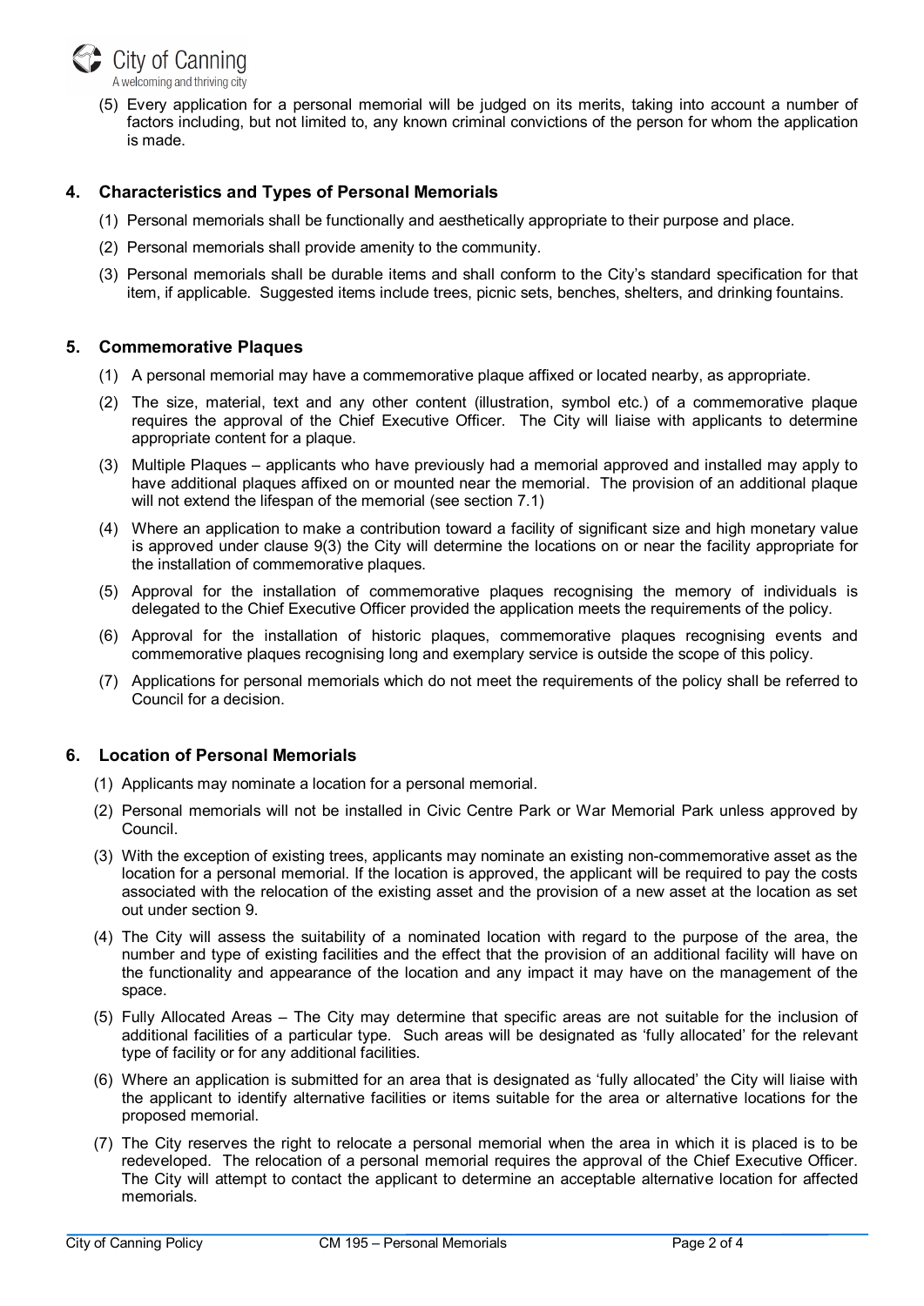(5) Every application for a personal memorial will be judged on its merits, taking into account a number of factors including, but not limited to, any known criminal convictions of the person for whom the application is made.

## 4. Characteristics and Types of Personal Memorials

(1) Personal memorials shall be functionally and aesthetically appropriate to their purpose and place.

(2) Personal memorials shall provide amenity to the community.

(3) Personal memorials shall be durable items and shall conform to the City's standard specification for that item, if applicable. Suggested items include trees, picnic sets, benches, shelters, and drinking fountains.

## 5. Commemorative Plaques

(1) A personal memorial may have a commemorative plaque affixed or located nearby, as appropriate.

(2) The size, material, text and any other content (illustration, symbol etc.) of a commemorative plaque requires the approval of the Chief Executive Officer. The City will liaise with applicants to determine appropriate content for a plaque.

(3) Multiple Plaques – applicants who have previously had a memorial approved and installed may apply to have additional plaques affixed on or mounted near the memorial. The provision of an additional plaque will not extend the lifespan of the memorial (see section 7.1)

(4) Where an application to make a contribution toward a facility of significant size and high monetary value is approved under clause 9(3) the City will determine the locations on or near the facility appropriate for the installation of commemorative plaques.

(5) Approval for the installation of commemorative plaques recognising the memory of individuals is delegated to the Chief Executive Officer provided the application meets the requirements of the policy.

(6) Approval for the installation of historic plaques, commemorative plaques recognising events and commemorative plaques recognising long and exemplary service is outside the scope of this policy.

(7) Applications for personal memorials which do not meet the requirements of the policy shall be referred to Council for a decision.

## 6. Location of Personal Memorials

(1) Applicants may nominate a location for a personal memorial.

(2) Personal memorials will not be installed in Civic Centre Park or War Memorial Park unless approved by Council.

(3) With the exception of existing trees, applicants may nominate an existing non-commemorative asset as the location for a personal memorial. If the location is approved, the applicant will be required to pay the costs associated with the relocation of the existing asset and the provision of a new asset at the location as set out under section 9.

(4) The City will assess the suitability of a nominated location with regard to the purpose of the area, the number and type of existing facilities and the effect that the provision of an additional facility will have on the functionality and appearance of the location and any impact it may have on the management of the space.

(5) Fully Allocated Areas – The City may determine that specific areas are not suitable for the inclusion of additional facilities of a particular type. Such areas will be designated as 'fully allocated' for the relevant type of facility or for any additional facilities.

(6) Where an application is submitted for an area that is designated as 'fully allocated' the City will liaise with the applicant to identify alternative facilities or items suitable for the area or alternative locations for the proposed memorial.

(7) The City reserves the right to relocate a personal memorial when the area in which it is placed is to be redeveloped. The relocation of a personal memorial requires the approval of the Chief Executive Officer. The City will attempt to contact the applicant to determine an acceptable alternative location for affected memorials.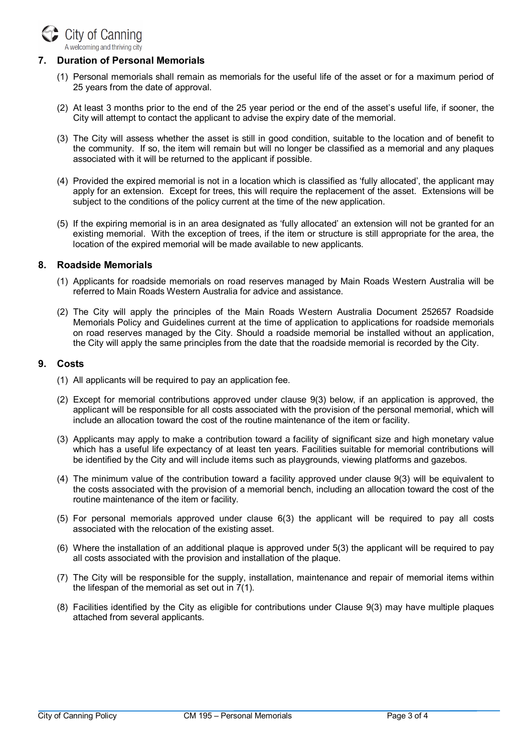## 7. Duration of Personal Memorials

(1) Personal memorials shall remain as memorials for the useful life of the asset or for a maximum period of 25 years from the date of approval.

(2) At least 3 months prior to the end of the 25 year period or the end of the asset's useful life, if sooner, the City will attempt to contact the applicant to advise the expiry date of the memorial.

(3) The City will assess whether the asset is still in good condition, suitable to the location and of benefit to the community. If so, the item will remain but will no longer be classified as a memorial and any plaques associated with it will be returned to the applicant if possible.

(4) Provided the expired memorial is not in a location which is classified as 'fully allocated', the applicant may apply for an extension. Except for trees, this will require the replacement of the asset. Extensions will be subject to the conditions of the policy current at the time of the new application.

(5) If the expiring memorial is in an area designated as 'fully allocated' an extension will not be granted for an existing memorial. With the exception of trees, if the item or structure is still appropriate for the area, the location of the expired memorial will be made available to new applicants.

## 8. Roadside Memorials

(1) Applicants for roadside memorials on road reserves managed by Main Roads Western Australia will be referred to Main Roads Western Australia for advice and assistance.

(2) The City will apply the principles of the Main Roads Western Australia Document 252657 Roadside Memorials Policy and Guidelines current at the time of application to applications for roadside memorials on road reserves managed by the City. Should a roadside memorial be installed without an application, the City will apply the same principles from the date that the roadside memorial is recorded by the City.

## 9. Costs

(1) All applicants will be required to pay an application fee.

(2) Except for memorial contributions approved under clause 9(3) below, if an application is approved, the applicant will be responsible for all costs associated with the provision of the personal memorial, which will include an allocation toward the cost of the routine maintenance of the item or facility.

(3) Applicants may apply to make a contribution toward a facility of significant size and high monetary value which has a useful life expectancy of at least ten years. Facilities suitable for memorial contributions will be identified by the City and will include items such as playgrounds, viewing platforms and gazebos.

(4) The minimum value of the contribution toward a facility approved under clause 9(3) will be equivalent to the costs associated with the provision of a memorial bench, including an allocation toward the cost of the routine maintenance of the item or facility.

(5) For personal memorials approved under clause 6(3) the applicant will be required to pay all costs associated with the relocation of the existing asset.

(6) Where the installation of an additional plaque is approved under 5(3) the applicant will be required to pay all costs associated with the provision and installation of the plaque.

(7) The City will be responsible for the supply, installation, maintenance and repair of memorial items within the lifespan of the memorial as set out in 7(1).

(8) Facilities identified by the City as eligible for contributions under Clause 9(3) may have multiple plaques attached from several applicants.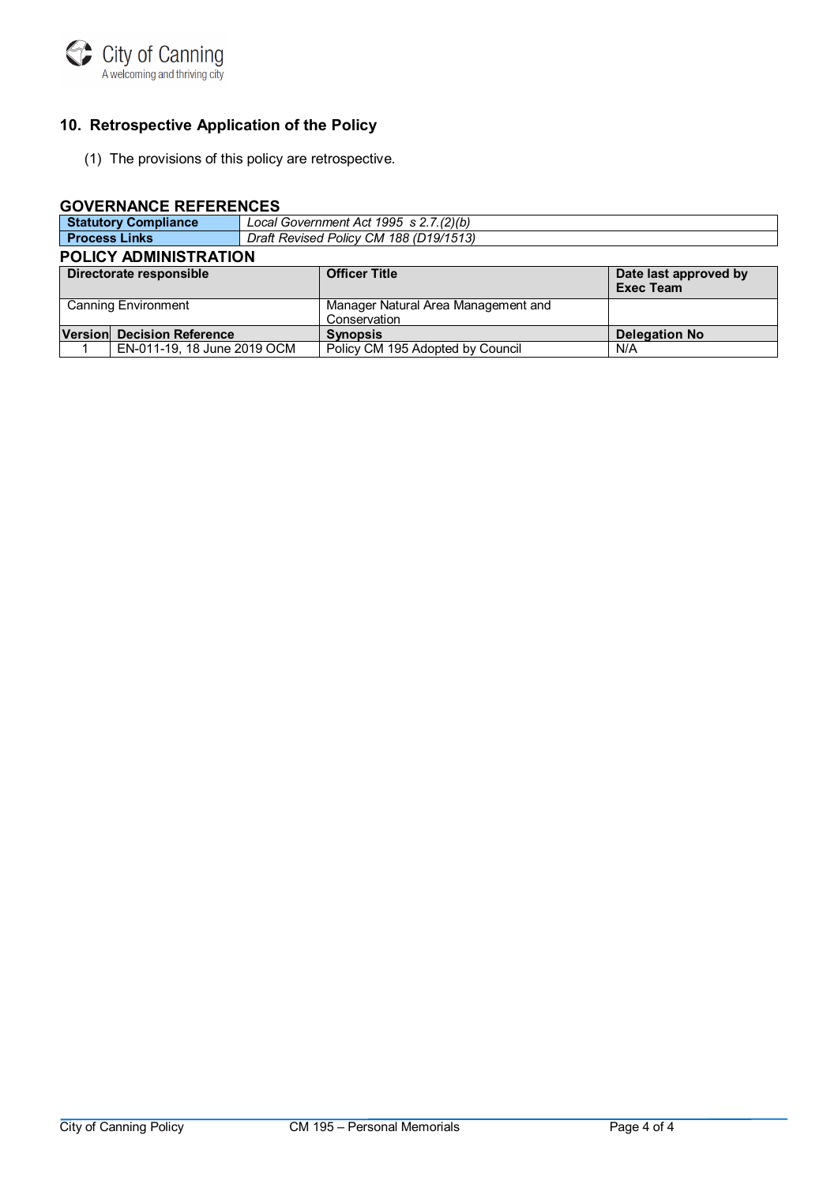## 10. Retrospective Application of the Policy

(1) The provisions of this policy are retrospective.

### GOVERNANCE REFERENCES

| | |
|---|---|
| **Statutory Compliance** | *Local Government Act 1995 s 2.7.(2)(b)* |
| **Process Links** | *Draft Revised Policy CM 188 (D19/1513)* |

### POLICY ADMINISTRATION

| Directorate responsible | | Officer Title | Date last approved by Exec Team |
|---|---|---|---|
| Canning Environment | | Manager Natural Area Management and Conservation | |
| **Version** | **Decision Reference** | **Synopsis** | **Delegation No** |
| 1 | EN-011-19, 18 June 2019 OCM | Policy CM 195 Adopted by Council | N/A |